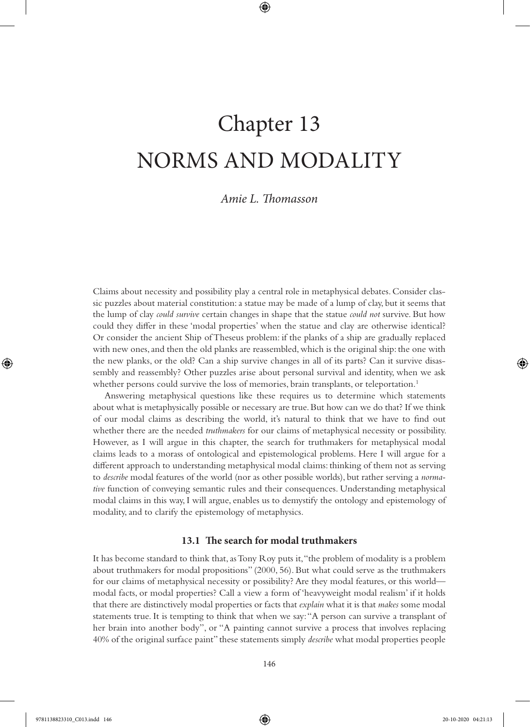# Chapter 13
# NORMS AND MODALITY

*Amie L. Thomasson*

Claims about necessity and possibility play a central role in metaphysical debates. Consider classic puzzles about material constitution: a statue may be made of a lump of clay, but it seems that the lump of clay *could survive* certain changes in shape that the statue *could not* survive. But how could they differ in these 'modal properties' when the statue and clay are otherwise identical? Or consider the ancient Ship of Theseus problem: if the planks of a ship are gradually replaced with new ones, and then the old planks are reassembled, which is the original ship: the one with the new planks, or the old? Can a ship survive changes in all of its parts? Can it survive disassembly and reassembly? Other puzzles arise about personal survival and identity, when we ask whether persons could survive the loss of memories, brain transplants, or teleportation.[1]

Answering metaphysical questions like these requires us to determine which statements about what is metaphysically possible or necessary are true. But how can we do that? If we think of our modal claims as describing the world, it's natural to think that we have to find out whether there are the needed *truthmakers* for our claims of metaphysical necessity or possibility. However, as I will argue in this chapter, the search for truthmakers for metaphysical modal claims leads to a morass of ontological and epistemological problems. Here I will argue for a different approach to understanding metaphysical modal claims: thinking of them not as serving to *describe* modal features of the world (nor as other possible worlds), but rather serving a *normative* function of conveying semantic rules and their consequences. Understanding metaphysical modal claims in this way, I will argue, enables us to demystify the ontology and epistemology of modality, and to clarify the epistemology of metaphysics.

### 13.1 The search for modal truthmakers

It has become standard to think that, as Tony Roy puts it, "the problem of modality is a problem about truthmakers for modal propositions" (2000, 56). But what could serve as the truthmakers for our claims of metaphysical necessity or possibility? Are they modal features, or this world—modal facts, or modal properties? Call a view a form of 'heavyweight modal realism' if it holds that there are distinctively modal properties or facts that *explain* what it is that *makes* some modal statements true. It is tempting to think that when we say: "A person can survive a transplant of her brain into another body", or "A painting cannot survive a process that involves replacing 40% of the original surface paint" these statements simply *describe* what modal properties people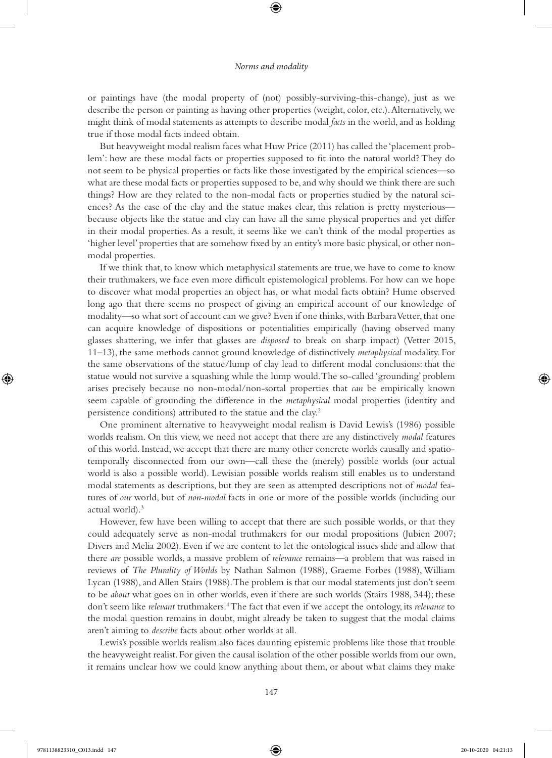or paintings have (the modal property of (not) possibly-surviving-this-change), just as we describe the person or painting as having other properties (weight, color, etc.). Alternatively, we might think of modal statements as attempts to describe modal *facts* in the world, and as holding true if those modal facts indeed obtain.

But heavyweight modal realism faces what Huw Price (2011) has called the 'placement problem': how are these modal facts or properties supposed to fit into the natural world? They do not seem to be physical properties or facts like those investigated by the empirical sciences—so what are these modal facts or properties supposed to be, and why should we think there are such things? How are they related to the non-modal facts or properties studied by the natural sciences? As the case of the clay and the statue makes clear, this relation is pretty mysterious—because objects like the statue and clay can have all the same physical properties and yet differ in their modal properties. As a result, it seems like we can't think of the modal properties as 'higher level' properties that are somehow fixed by an entity's more basic physical, or other non-modal properties.

If we think that, to know which metaphysical statements are true, we have to come to know their truthmakers, we face even more difficult epistemological problems. For how can we hope to discover what modal properties an object has, or what modal facts obtain? Hume observed long ago that there seems no prospect of giving an empirical account of our knowledge of modality—so what sort of account can we give? Even if one thinks, with Barbara Vetter, that one can acquire knowledge of dispositions or potentialities empirically (having observed many glasses shattering, we infer that glasses are *disposed* to break on sharp impact) (Vetter 2015, 11–13), the same methods cannot ground knowledge of distinctively *metaphysical* modality. For the same observations of the statue/lump of clay lead to different modal conclusions: that the statue would not survive a squashing while the lump would. The so-called 'grounding' problem arises precisely because no non-modal/non-sortal properties that *can* be empirically known seem capable of grounding the difference in the *metaphysical* modal properties (identity and persistence conditions) attributed to the statue and the clay.[2]

One prominent alternative to heavyweight modal realism is David Lewis's (1986) possible worlds realism. On this view, we need not accept that there are any distinctively *modal* features of this world. Instead, we accept that there are many other concrete worlds causally and spatio-temporally disconnected from our own—call these the (merely) possible worlds (our actual world is also a possible world). Lewisian possible worlds realism still enables us to understand modal statements as descriptions, but they are seen as attempted descriptions not of *modal* features of *our* world, but of *non-modal* facts in one or more of the possible worlds (including our actual world).[3]

However, few have been willing to accept that there are such possible worlds, or that they could adequately serve as non-modal truthmakers for our modal propositions (Jubien 2007; Divers and Melia 2002). Even if we are content to let the ontological issues slide and allow that there *are* possible worlds, a massive problem of *relevance* remains—a problem that was raised in reviews of *The Plurality of Worlds* by Nathan Salmon (1988), Graeme Forbes (1988), William Lycan (1988), and Allen Stairs (1988). The problem is that our modal statements just don't seem to be *about* what goes on in other worlds, even if there are such worlds (Stairs 1988, 344); these don't seem like *relevant* truthmakers.[4] The fact that even if we accept the ontology, its *relevance* to the modal question remains in doubt, might already be taken to suggest that the modal claims aren't aiming to *describe* facts about other worlds at all.

Lewis's possible worlds realism also faces daunting epistemic problems like those that trouble the heavyweight realist. For given the causal isolation of the other possible worlds from our own, it remains unclear how we could know anything about them, or about what claims they make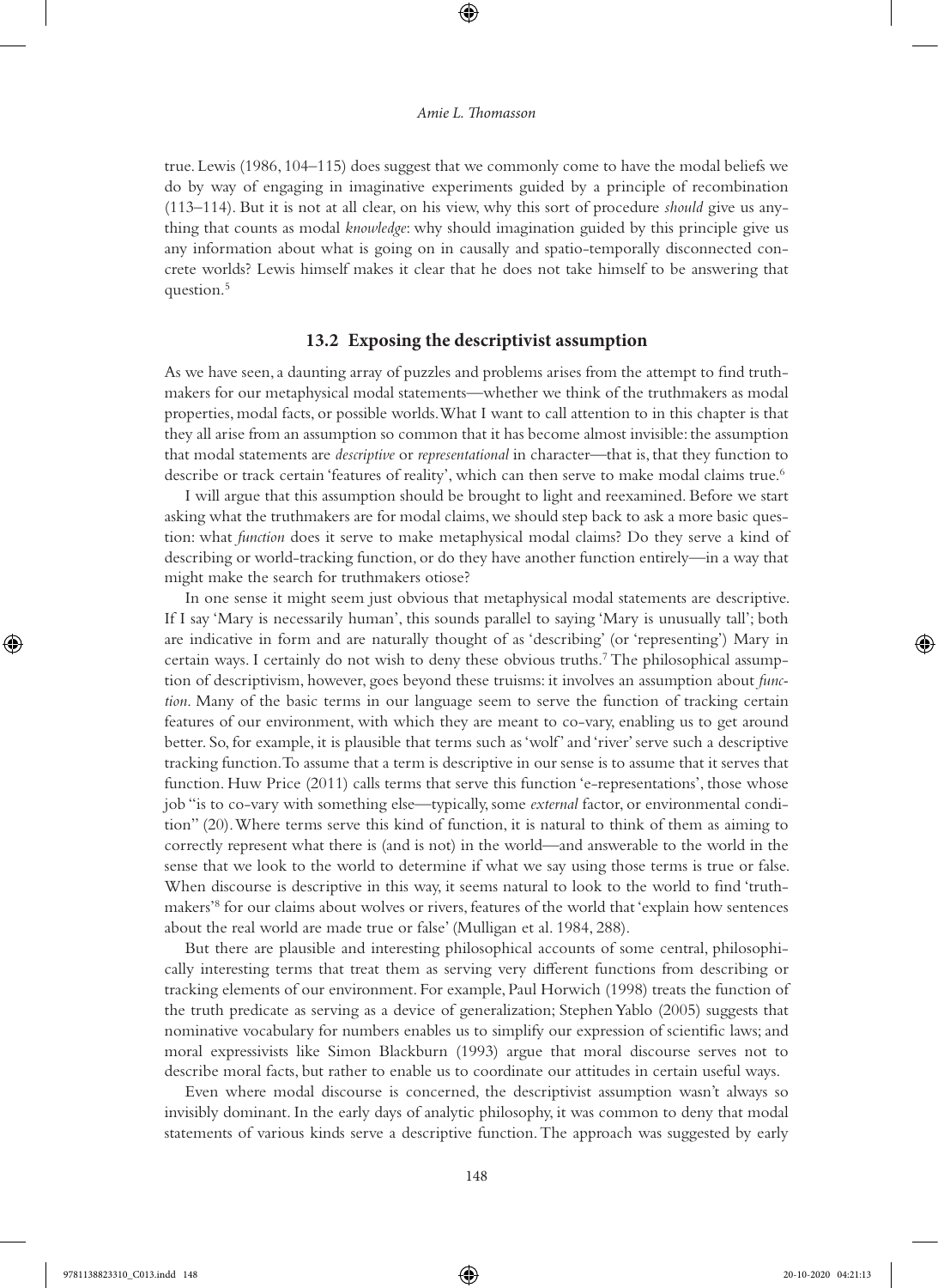true. Lewis (1986, 104–115) does suggest that we commonly come to have the modal beliefs we do by way of engaging in imaginative experiments guided by a principle of recombination (113–114). But it is not at all clear, on his view, why this sort of procedure *should* give us anything that counts as modal *knowledge*: why should imagination guided by this principle give us any information about what is going on in causally and spatio-temporally disconnected concrete worlds? Lewis himself makes it clear that he does not take himself to be answering that question.[5]

## 13.2 Exposing the descriptivist assumption

As we have seen, a daunting array of puzzles and problems arises from the attempt to find truthmakers for our metaphysical modal statements—whether we think of the truthmakers as modal properties, modal facts, or possible worlds. What I want to call attention to in this chapter is that they all arise from an assumption so common that it has become almost invisible: the assumption that modal statements are *descriptive* or *representational* in character—that is, that they function to describe or track certain 'features of reality', which can then serve to make modal claims true.[6]

I will argue that this assumption should be brought to light and reexamined. Before we start asking what the truthmakers are for modal claims, we should step back to ask a more basic question: what *function* does it serve to make metaphysical modal claims? Do they serve a kind of describing or world-tracking function, or do they have another function entirely—in a way that might make the search for truthmakers otiose?

In one sense it might seem just obvious that metaphysical modal statements are descriptive. If I say 'Mary is necessarily human', this sounds parallel to saying 'Mary is unusually tall'; both are indicative in form and are naturally thought of as 'describing' (or 'representing') Mary in certain ways. I certainly do not wish to deny these obvious truths.[7] The philosophical assumption of descriptivism, however, goes beyond these truisms: it involves an assumption about *function*. Many of the basic terms in our language seem to serve the function of tracking certain features of our environment, with which they are meant to co-vary, enabling us to get around better. So, for example, it is plausible that terms such as 'wolf' and 'river' serve such a descriptive tracking function. To assume that a term is descriptive in our sense is to assume that it serves that function. Huw Price (2011) calls terms that serve this function 'e-representations', those whose job "is to co-vary with something else—typically, some *external* factor, or environmental condition" (20). Where terms serve this kind of function, it is natural to think of them as aiming to correctly represent what there is (and is not) in the world—and answerable to the world in the sense that we look to the world to determine if what we say using those terms is true or false. When discourse is descriptive in this way, it seems natural to look to the world to find 'truthmakers'[8] for our claims about wolves or rivers, features of the world that 'explain how sentences about the real world are made true or false' (Mulligan et al. 1984, 288).

But there are plausible and interesting philosophical accounts of some central, philosophically interesting terms that treat them as serving very different functions from describing or tracking elements of our environment. For example, Paul Horwich (1998) treats the function of the truth predicate as serving as a device of generalization; Stephen Yablo (2005) suggests that nominative vocabulary for numbers enables us to simplify our expression of scientific laws; and moral expressivists like Simon Blackburn (1993) argue that moral discourse serves not to describe moral facts, but rather to enable us to coordinate our attitudes in certain useful ways.

Even where modal discourse is concerned, the descriptivist assumption wasn't always so invisibly dominant. In the early days of analytic philosophy, it was common to deny that modal statements of various kinds serve a descriptive function. The approach was suggested by early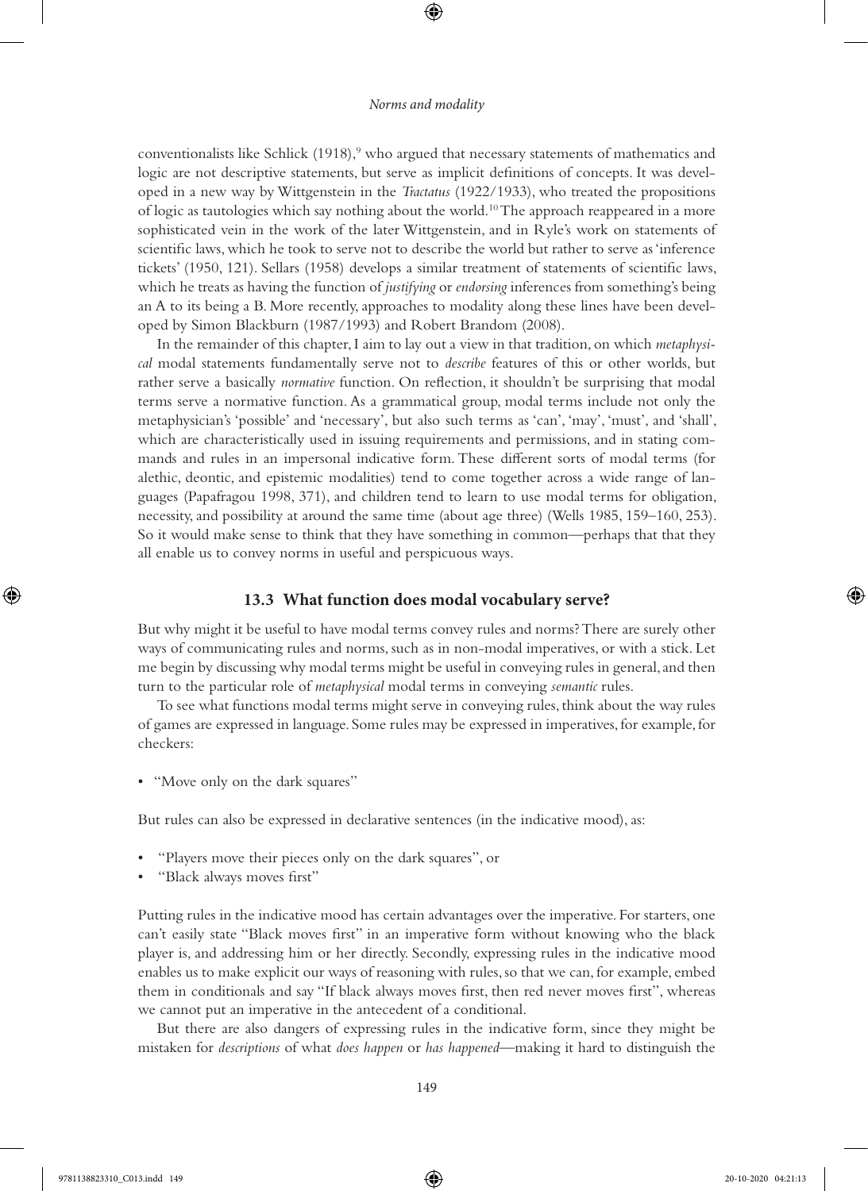conventionalists like Schlick (1918),[9] who argued that necessary statements of mathematics and logic are not descriptive statements, but serve as implicit definitions of concepts. It was developed in a new way by Wittgenstein in the *Tractatus* (1922/1933), who treated the propositions of logic as tautologies which say nothing about the world.[10] The approach reappeared in a more sophisticated vein in the work of the later Wittgenstein, and in Ryle's work on statements of scientific laws, which he took to serve not to describe the world but rather to serve as 'inference tickets' (1950, 121). Sellars (1958) develops a similar treatment of statements of scientific laws, which he treats as having the function of *justifying* or *endorsing* inferences from something's being an A to its being a B. More recently, approaches to modality along these lines have been developed by Simon Blackburn (1987/1993) and Robert Brandom (2008).

In the remainder of this chapter, I aim to lay out a view in that tradition, on which *metaphysical* modal statements fundamentally serve not to *describe* features of this or other worlds, but rather serve a basically *normative* function. On reflection, it shouldn't be surprising that modal terms serve a normative function. As a grammatical group, modal terms include not only the metaphysician's 'possible' and 'necessary', but also such terms as 'can', 'may', 'must', and 'shall', which are characteristically used in issuing requirements and permissions, and in stating commands and rules in an impersonal indicative form. These different sorts of modal terms (for alethic, deontic, and epistemic modalities) tend to come together across a wide range of languages (Papafragou 1998, 371), and children tend to learn to use modal terms for obligation, necessity, and possibility at around the same time (about age three) (Wells 1985, 159–160, 253). So it would make sense to think that they have something in common—perhaps that that they all enable us to convey norms in useful and perspicuous ways.

## 13.3 What function does modal vocabulary serve?

But why might it be useful to have modal terms convey rules and norms? There are surely other ways of communicating rules and norms, such as in non-modal imperatives, or with a stick. Let me begin by discussing why modal terms might be useful in conveying rules in general, and then turn to the particular role of *metaphysical* modal terms in conveying *semantic* rules.

To see what functions modal terms might serve in conveying rules, think about the way rules of games are expressed in language. Some rules may be expressed in imperatives, for example, for checkers:

- "Move only on the dark squares"

But rules can also be expressed in declarative sentences (in the indicative mood), as:

- "Players move their pieces only on the dark squares", or
- "Black always moves first"

Putting rules in the indicative mood has certain advantages over the imperative. For starters, one can't easily state "Black moves first" in an imperative form without knowing who the black player is, and addressing him or her directly. Secondly, expressing rules in the indicative mood enables us to make explicit our ways of reasoning with rules, so that we can, for example, embed them in conditionals and say "If black always moves first, then red never moves first", whereas we cannot put an imperative in the antecedent of a conditional.

But there are also dangers of expressing rules in the indicative form, since they might be mistaken for *descriptions* of what *does happen* or *has happened*—making it hard to distinguish the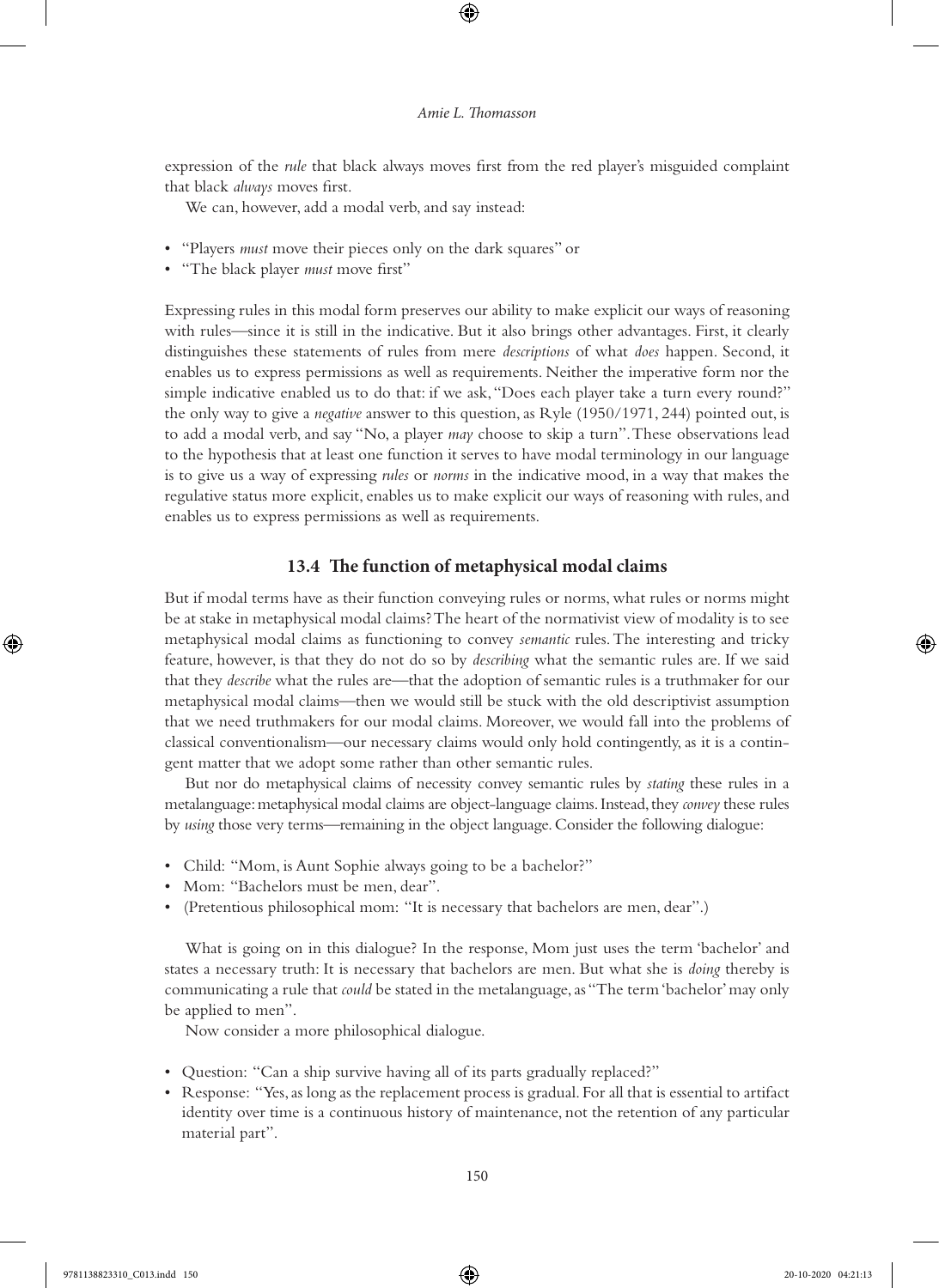expression of the *rule* that black always moves first from the red player's misguided complaint that black *always* moves first.

We can, however, add a modal verb, and say instead:

- "Players *must* move their pieces only on the dark squares" or
- "The black player *must* move first"

Expressing rules in this modal form preserves our ability to make explicit our ways of reasoning with rules—since it is still in the indicative. But it also brings other advantages. First, it clearly distinguishes these statements of rules from mere *descriptions* of what *does* happen. Second, it enables us to express permissions as well as requirements. Neither the imperative form nor the simple indicative enabled us to do that: if we ask, "Does each player take a turn every round?" the only way to give a *negative* answer to this question, as Ryle (1950/1971, 244) pointed out, is to add a modal verb, and say "No, a player *may* choose to skip a turn". These observations lead to the hypothesis that at least one function it serves to have modal terminology in our language is to give us a way of expressing *rules* or *norms* in the indicative mood, in a way that makes the regulative status more explicit, enables us to make explicit our ways of reasoning with rules, and enables us to express permissions as well as requirements.

## 13.4 The function of metaphysical modal claims

But if modal terms have as their function conveying rules or norms, what rules or norms might be at stake in metaphysical modal claims? The heart of the normativist view of modality is to see metaphysical modal claims as functioning to convey *semantic* rules. The interesting and tricky feature, however, is that they do not do so by *describing* what the semantic rules are. If we said that they *describe* what the rules are—that the adoption of semantic rules is a truthmaker for our metaphysical modal claims—then we would still be stuck with the old descriptivist assumption that we need truthmakers for our modal claims. Moreover, we would fall into the problems of classical conventionalism—our necessary claims would only hold contingently, as it is a contingent matter that we adopt some rather than other semantic rules.

But nor do metaphysical claims of necessity convey semantic rules by *stating* these rules in a metalanguage: metaphysical modal claims are object-language claims. Instead, they *convey* these rules by *using* those very terms—remaining in the object language. Consider the following dialogue:

- Child: "Mom, is Aunt Sophie always going to be a bachelor?"
- Mom: "Bachelors must be men, dear".
- (Pretentious philosophical mom: "It is necessary that bachelors are men, dear".)

What is going on in this dialogue? In the response, Mom just uses the term 'bachelor' and states a necessary truth: It is necessary that bachelors are men. But what she is *doing* thereby is communicating a rule that *could* be stated in the metalanguage, as "The term 'bachelor' may only be applied to men".

Now consider a more philosophical dialogue.

- Question: "Can a ship survive having all of its parts gradually replaced?"
- Response: "Yes, as long as the replacement process is gradual. For all that is essential to artifact identity over time is a continuous history of maintenance, not the retention of any particular material part".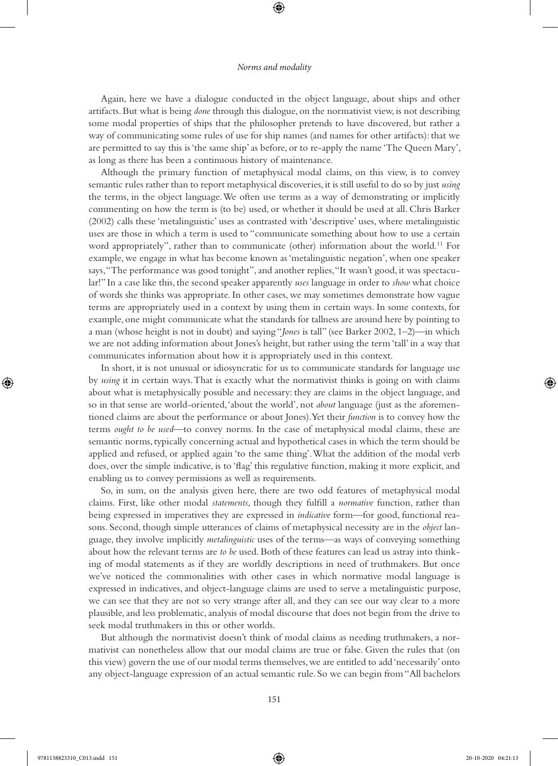Again, here we have a dialogue conducted in the object language, about ships and other artifacts. But what is being *done* through this dialogue, on the normativist view, is not describing some modal properties of ships that the philosopher pretends to have discovered, but rather a way of communicating some rules of use for ship names (and names for other artifacts): that we are permitted to say this is 'the same ship' as before, or to re-apply the name 'The Queen Mary', as long as there has been a continuous history of maintenance.

Although the primary function of metaphysical modal claims, on this view, is to convey semantic rules rather than to report metaphysical discoveries, it is still useful to do so by just *using* the terms, in the object language. We often use terms as a way of demonstrating or implicitly commenting on how the term is (to be) used, or whether it should be used at all. Chris Barker (2002) calls these 'metalinguistic' uses as contrasted with 'descriptive' uses, where metalinguistic uses are those in which a term is used to "communicate something about how to use a certain word appropriately", rather than to communicate (other) information about the world.[11] For example, we engage in what has become known as 'metalinguistic negation', when one speaker says, "The performance was good tonight", and another replies, "It wasn't good, it was spectacular!" In a case like this, the second speaker apparently *uses* language in order to *show* what choice of words she thinks was appropriate. In other cases, we may sometimes demonstrate how vague terms are appropriately used in a context by using them in certain ways. In some contexts, for example, one might communicate what the standards for tallness are around here by pointing to a man (whose height is not in doubt) and saying "*Jones* is tall" (see Barker 2002, 1–2)—in which we are not adding information about Jones's height, but rather using the term 'tall' in a way that communicates information about how it is appropriately used in this context.

In short, it is not unusual or idiosyncratic for us to communicate standards for language use by *using* it in certain ways. That is exactly what the normativist thinks is going on with claims about what is metaphysically possible and necessary: they are claims in the object language, and so in that sense are world-oriented, 'about the world', not *about* language (just as the aforementioned claims are about the performance or about Jones). Yet their *function* is to convey how the terms *ought to be used*—to convey norms. In the case of metaphysical modal claims, these are semantic norms, typically concerning actual and hypothetical cases in which the term should be applied and refused, or applied again 'to the same thing'. What the addition of the modal verb does, over the simple indicative, is to 'flag' this regulative function, making it more explicit, and enabling us to convey permissions as well as requirements.

So, in sum, on the analysis given here, there are two odd features of metaphysical modal claims. First, like other modal *statements*, though they fulfill a *normative* function, rather than being expressed in imperatives they are expressed in *indicative* form—for good, functional reasons. Second, though simple utterances of claims of metaphysical necessity are in the *object* language, they involve implicitly *metalinguistic* uses of the terms—as ways of conveying something about how the relevant terms are *to be* used. Both of these features can lead us astray into thinking of modal statements as if they are worldly descriptions in need of truthmakers. But once we've noticed the commonalities with other cases in which normative modal language is expressed in indicatives, and object-language claims are used to serve a metalinguistic purpose, we can see that they are not so very strange after all, and they can see our way clear to a more plausible, and less problematic, analysis of modal discourse that does not begin from the drive to seek modal truthmakers in this or other worlds.

But although the normativist doesn't think of modal claims as needing truthmakers, a normativist can nonetheless allow that our modal claims are true or false. Given the rules that (on this view) govern the use of our modal terms themselves, we are entitled to add 'necessarily' onto any object-language expression of an actual semantic rule. So we can begin from "All bachelors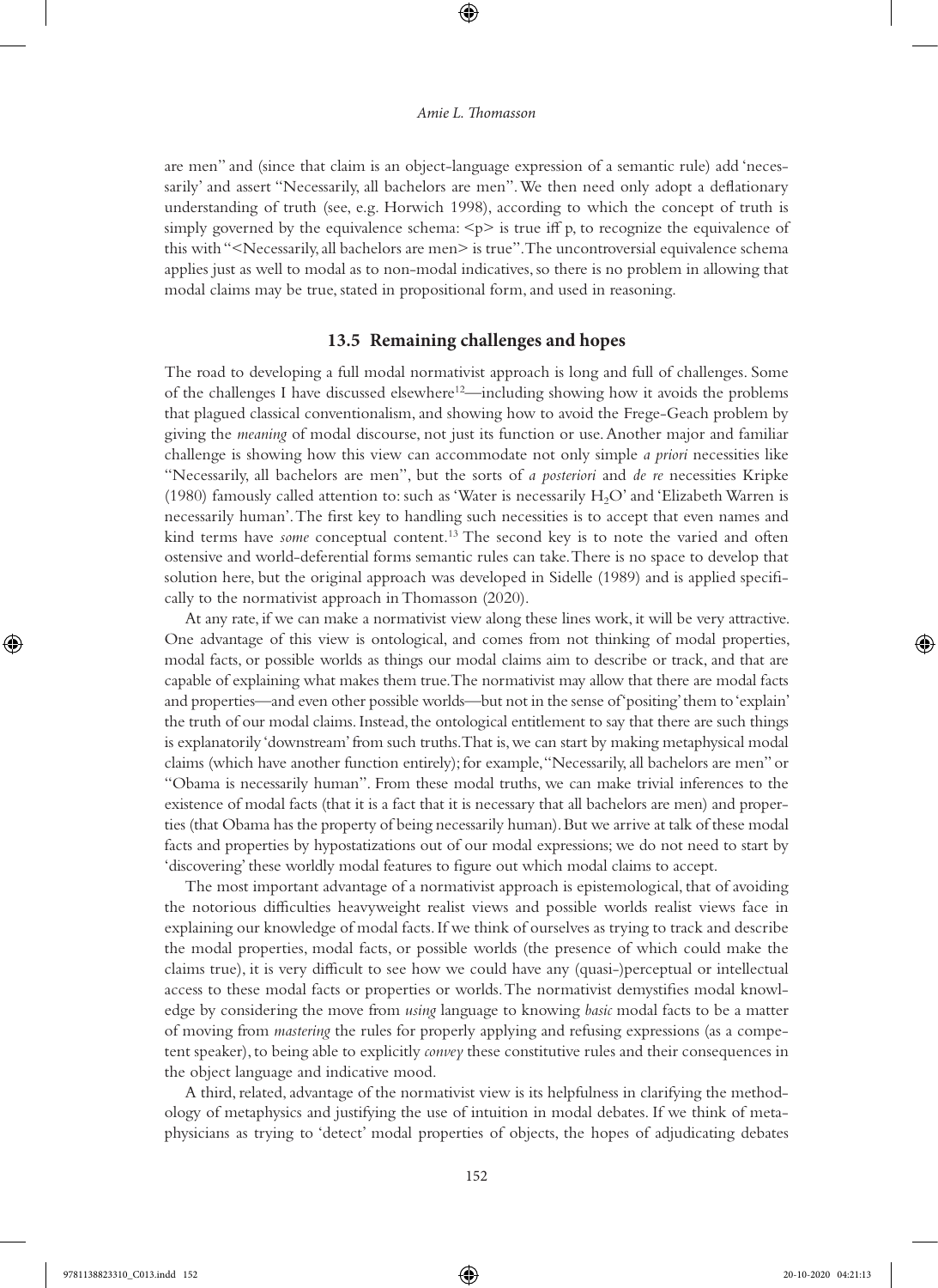are men" and (since that claim is an object-language expression of a semantic rule) add 'necessarily' and assert "Necessarily, all bachelors are men". We then need only adopt a deflationary understanding of truth (see, e.g. Horwich 1998), according to which the concept of truth is simply governed by the equivalence schema: <p> is true iff p, to recognize the equivalence of this with "<Necessarily, all bachelors are men> is true". The uncontroversial equivalence schema applies just as well to modal as to non-modal indicatives, so there is no problem in allowing that modal claims may be true, stated in propositional form, and used in reasoning.

## 13.5 Remaining challenges and hopes

The road to developing a full modal normativist approach is long and full of challenges. Some of the challenges I have discussed elsewhere[12]—including showing how it avoids the problems that plagued classical conventionalism, and showing how to avoid the Frege-Geach problem by giving the *meaning* of modal discourse, not just its function or use. Another major and familiar challenge is showing how this view can accommodate not only simple *a priori* necessities like "Necessarily, all bachelors are men", but the sorts of *a posteriori* and *de re* necessities Kripke (1980) famously called attention to: such as 'Water is necessarily $H_2O$' and 'Elizabeth Warren is necessarily human'. The first key to handling such necessities is to accept that even names and kind terms have *some* conceptual content.[13] The second key is to note the varied and often ostensive and world-deferential forms semantic rules can take. There is no space to develop that solution here, but the original approach was developed in Sidelle (1989) and is applied specifically to the normativist approach in Thomasson (2020).

At any rate, if we can make a normativist view along these lines work, it will be very attractive. One advantage of this view is ontological, and comes from not thinking of modal properties, modal facts, or possible worlds as things our modal claims aim to describe or track, and that are capable of explaining what makes them true. The normativist may allow that there are modal facts and properties—and even other possible worlds—but not in the sense of 'positing' them to 'explain' the truth of our modal claims. Instead, the ontological entitlement to say that there are such things is explanatorily 'downstream' from such truths. That is, we can start by making metaphysical modal claims (which have another function entirely); for example, "Necessarily, all bachelors are men" or "Obama is necessarily human". From these modal truths, we can make trivial inferences to the existence of modal facts (that it is a fact that it is necessary that all bachelors are men) and properties (that Obama has the property of being necessarily human). But we arrive at talk of these modal facts and properties by hypostatizations out of our modal expressions; we do not need to start by 'discovering' these worldly modal features to figure out which modal claims to accept.

The most important advantage of a normativist approach is epistemological, that of avoiding the notorious difficulties heavyweight realist views and possible worlds realist views face in explaining our knowledge of modal facts. If we think of ourselves as trying to track and describe the modal properties, modal facts, or possible worlds (the presence of which could make the claims true), it is very difficult to see how we could have any (quasi-)perceptual or intellectual access to these modal facts or properties or worlds. The normativist demystifies modal knowledge by considering the move from *using* language to knowing *basic* modal facts to be a matter of moving from *mastering* the rules for properly applying and refusing expressions (as a competent speaker), to being able to explicitly *convey* these constitutive rules and their consequences in the object language and indicative mood.

A third, related, advantage of the normativist view is its helpfulness in clarifying the methodology of metaphysics and justifying the use of intuition in modal debates. If we think of metaphysicians as trying to 'detect' modal properties of objects, the hopes of adjudicating debates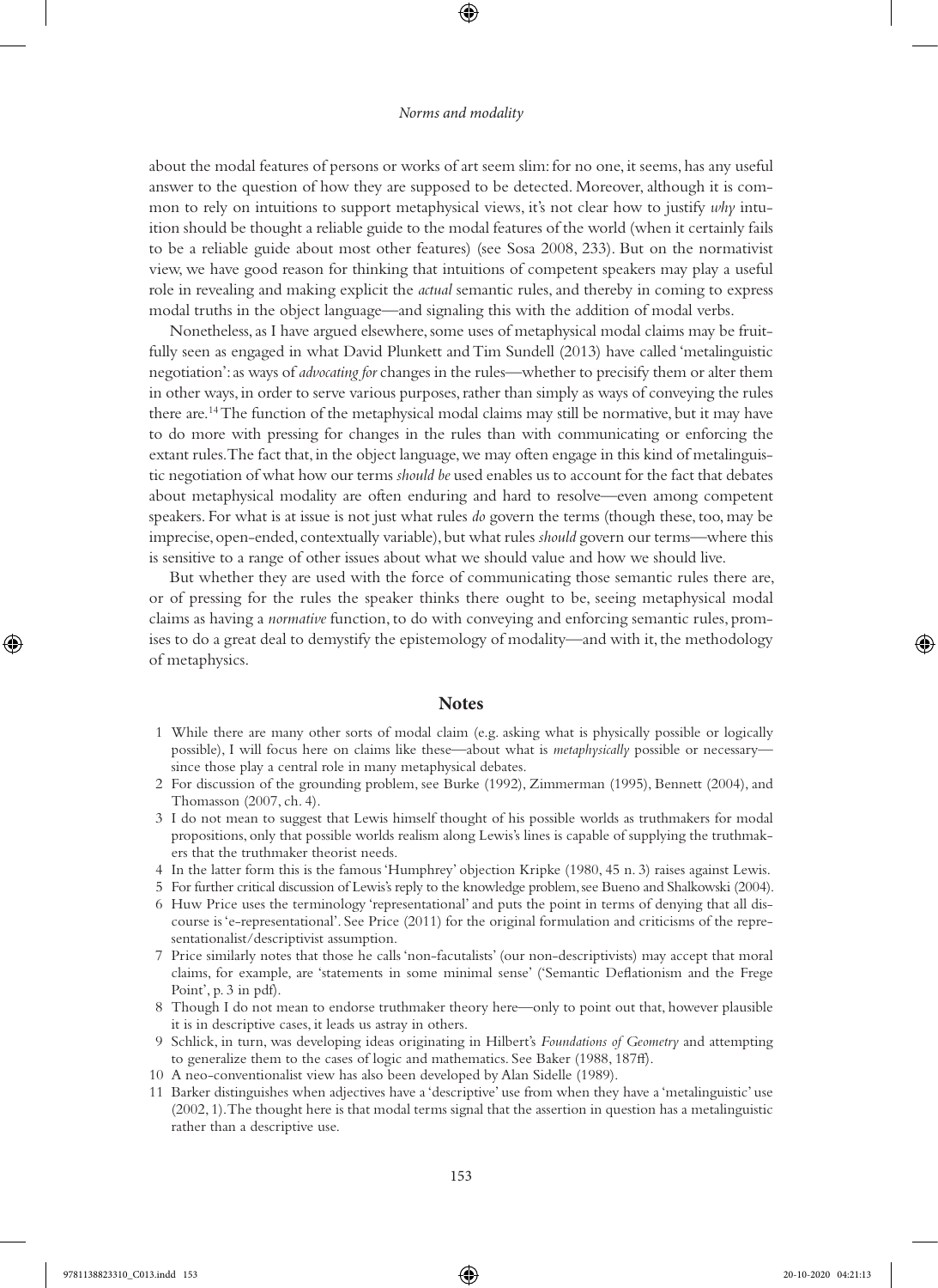about the modal features of persons or works of art seem slim: for no one, it seems, has any useful answer to the question of how they are supposed to be detected. Moreover, although it is common to rely on intuitions to support metaphysical views, it's not clear how to justify *why* intuition should be thought a reliable guide to the modal features of the world (when it certainly fails to be a reliable guide about most other features) (see Sosa 2008, 233). But on the normativist view, we have good reason for thinking that intuitions of competent speakers may play a useful role in revealing and making explicit the *actual* semantic rules, and thereby in coming to express modal truths in the object language—and signaling this with the addition of modal verbs.

Nonetheless, as I have argued elsewhere, some uses of metaphysical modal claims may be fruitfully seen as engaged in what David Plunkett and Tim Sundell (2013) have called 'metalinguistic negotiation': as ways of *advocating for* changes in the rules—whether to precisify them or alter them in other ways, in order to serve various purposes, rather than simply as ways of conveying the rules there are.[14] The function of the metaphysical modal claims may still be normative, but it may have to do more with pressing for changes in the rules than with communicating or enforcing the extant rules. The fact that, in the object language, we may often engage in this kind of metalinguistic negotiation of what how our terms *should be* used enables us to account for the fact that debates about metaphysical modality are often enduring and hard to resolve—even among competent speakers. For what is at issue is not just what rules *do* govern the terms (though these, too, may be imprecise, open-ended, contextually variable), but what rules *should* govern our terms—where this is sensitive to a range of other issues about what we should value and how we should live.

But whether they are used with the force of communicating those semantic rules there are, or of pressing for the rules the speaker thinks there ought to be, seeing metaphysical modal claims as having a *normative* function, to do with conveying and enforcing semantic rules, promises to do a great deal to demystify the epistemology of modality—and with it, the methodology of metaphysics.

## Notes

1 While there are many other sorts of modal claim (e.g. asking what is physically possible or logically possible), I will focus here on claims like these—about what is *metaphysically* possible or necessary—since those play a central role in many metaphysical debates.

2 For discussion of the grounding problem, see Burke (1992), Zimmerman (1995), Bennett (2004), and Thomasson (2007, ch. 4).

3 I do not mean to suggest that Lewis himself thought of his possible worlds as truthmakers for modal propositions, only that possible worlds realism along Lewis's lines is capable of supplying the truthmakers that the truthmaker theorist needs.

4 In the latter form this is the famous 'Humphrey' objection Kripke (1980, 45 n. 3) raises against Lewis.

5 For further critical discussion of Lewis's reply to the knowledge problem, see Bueno and Shalkowski (2004).

6 Huw Price uses the terminology 'representational' and puts the point in terms of denying that all discourse is 'e-representational'. See Price (2011) for the original formulation and criticisms of the representationalist/descriptivist assumption.

7 Price similarly notes that those he calls 'non-facutalists' (our non-descriptivists) may accept that moral claims, for example, are 'statements in some minimal sense' ('Semantic Deflationism and the Frege Point', p. 3 in pdf).

8 Though I do not mean to endorse truthmaker theory here—only to point out that, however plausible it is in descriptive cases, it leads us astray in others.

9 Schlick, in turn, was developing ideas originating in Hilbert's *Foundations of Geometry* and attempting to generalize them to the cases of logic and mathematics. See Baker (1988, 187ff).

10 A neo-conventionalist view has also been developed by Alan Sidelle (1989).

11 Barker distinguishes when adjectives have a 'descriptive' use from when they have a 'metalinguistic' use (2002, 1). The thought here is that modal terms signal that the assertion in question has a metalinguistic rather than a descriptive use.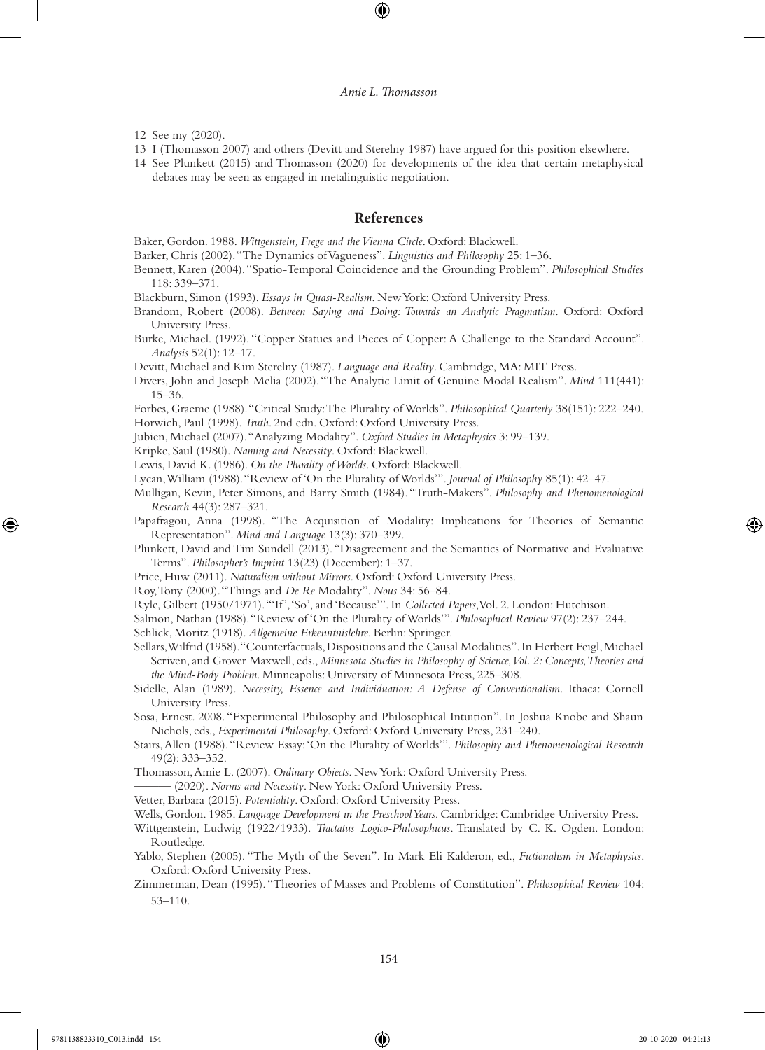12 See my (2020).

13 I (Thomasson 2007) and others (Devitt and Sterelny 1987) have argued for this position elsewhere.

14 See Plunkett (2015) and Thomasson (2020) for developments of the idea that certain metaphysical debates may be seen as engaged in metalinguistic negotiation.

## References

Baker, Gordon. 1988. *Wittgenstein, Frege and the Vienna Circle*. Oxford: Blackwell.

Barker, Chris (2002). "The Dynamics of Vagueness". *Linguistics and Philosophy* 25: 1–36.

Bennett, Karen (2004). "Spatio-Temporal Coincidence and the Grounding Problem". *Philosophical Studies* 118: 339–371.

Blackburn, Simon (1993). *Essays in Quasi-Realism*. New York: Oxford University Press.

Brandom, Robert (2008). *Between Saying and Doing: Towards an Analytic Pragmatism*. Oxford: Oxford University Press.

Burke, Michael. (1992). "Copper Statues and Pieces of Copper: A Challenge to the Standard Account". *Analysis* 52(1): 12–17.

Devitt, Michael and Kim Sterelny (1987). *Language and Reality*. Cambridge, MA: MIT Press.

Divers, John and Joseph Melia (2002). "The Analytic Limit of Genuine Modal Realism". *Mind* 111(441): 15–36.

Forbes, Graeme (1988). "Critical Study: The Plurality of Worlds". *Philosophical Quarterly* 38(151): 222–240.

Horwich, Paul (1998). *Truth*. 2nd edn. Oxford: Oxford University Press.

Jubien, Michael (2007). "Analyzing Modality". *Oxford Studies in Metaphysics* 3: 99–139.

Kripke, Saul (1980). *Naming and Necessity*. Oxford: Blackwell.

Lewis, David K. (1986). *On the Plurality of Worlds*. Oxford: Blackwell.

Lycan, William (1988). "Review of 'On the Plurality of Worlds'". *Journal of Philosophy* 85(1): 42–47.

Mulligan, Kevin, Peter Simons, and Barry Smith (1984). "Truth-Makers". *Philosophy and Phenomenological Research* 44(3): 287–321.

Papafragou, Anna (1998). "The Acquisition of Modality: Implications for Theories of Semantic Representation". *Mind and Language* 13(3): 370–399.

Plunkett, David and Tim Sundell (2013). "Disagreement and the Semantics of Normative and Evaluative Terms". *Philosopher's Imprint* 13(23) (December): 1–37.

Price, Huw (2011). *Naturalism without Mirrors*. Oxford: Oxford University Press.

Roy, Tony (2000). "Things and *De Re* Modality". *Nous* 34: 56–84.

Ryle, Gilbert (1950/1971). "'If', 'So', and 'Because'". In *Collected Papers*, Vol. 2. London: Hutchison.

Salmon, Nathan (1988). "Review of 'On the Plurality of Worlds'". *Philosophical Review* 97(2): 237–244.

Schlick, Moritz (1918). *Allgemeine Erkenntnislehre*. Berlin: Springer.

Sellars, Wilfrid (1958). "Counterfactuals, Dispositions and the Causal Modalities". In Herbert Feigl, Michael Scriven, and Grover Maxwell, eds., *Minnesota Studies in Philosophy of Science, Vol. 2: Concepts, Theories and the Mind-Body Problem*. Minneapolis: University of Minnesota Press, 225–308.

Sidelle, Alan (1989). *Necessity, Essence and Individuation: A Defense of Conventionalism*. Ithaca: Cornell University Press.

Sosa, Ernest. 2008. "Experimental Philosophy and Philosophical Intuition". In Joshua Knobe and Shaun Nichols, eds., *Experimental Philosophy*. Oxford: Oxford University Press, 231–240.

Stairs, Allen (1988). "Review Essay: 'On the Plurality of Worlds'". *Philosophy and Phenomenological Research* 49(2): 333–352.

Thomasson, Amie L. (2007). *Ordinary Objects*. New York: Oxford University Press.

——— (2020). *Norms and Necessity*. New York: Oxford University Press.

Vetter, Barbara (2015). *Potentiality*. Oxford: Oxford University Press.

Wells, Gordon. 1985. *Language Development in the Preschool Years*. Cambridge: Cambridge University Press.

Wittgenstein, Ludwig (1922/1933). *Tractatus Logico-Philosophicus*. Translated by C. K. Ogden. London: Routledge.

Yablo, Stephen (2005). "The Myth of the Seven". In Mark Eli Kalderon, ed., *Fictionalism in Metaphysics*. Oxford: Oxford University Press.

Zimmerman, Dean (1995). "Theories of Masses and Problems of Constitution". *Philosophical Review* 104: 53–110.